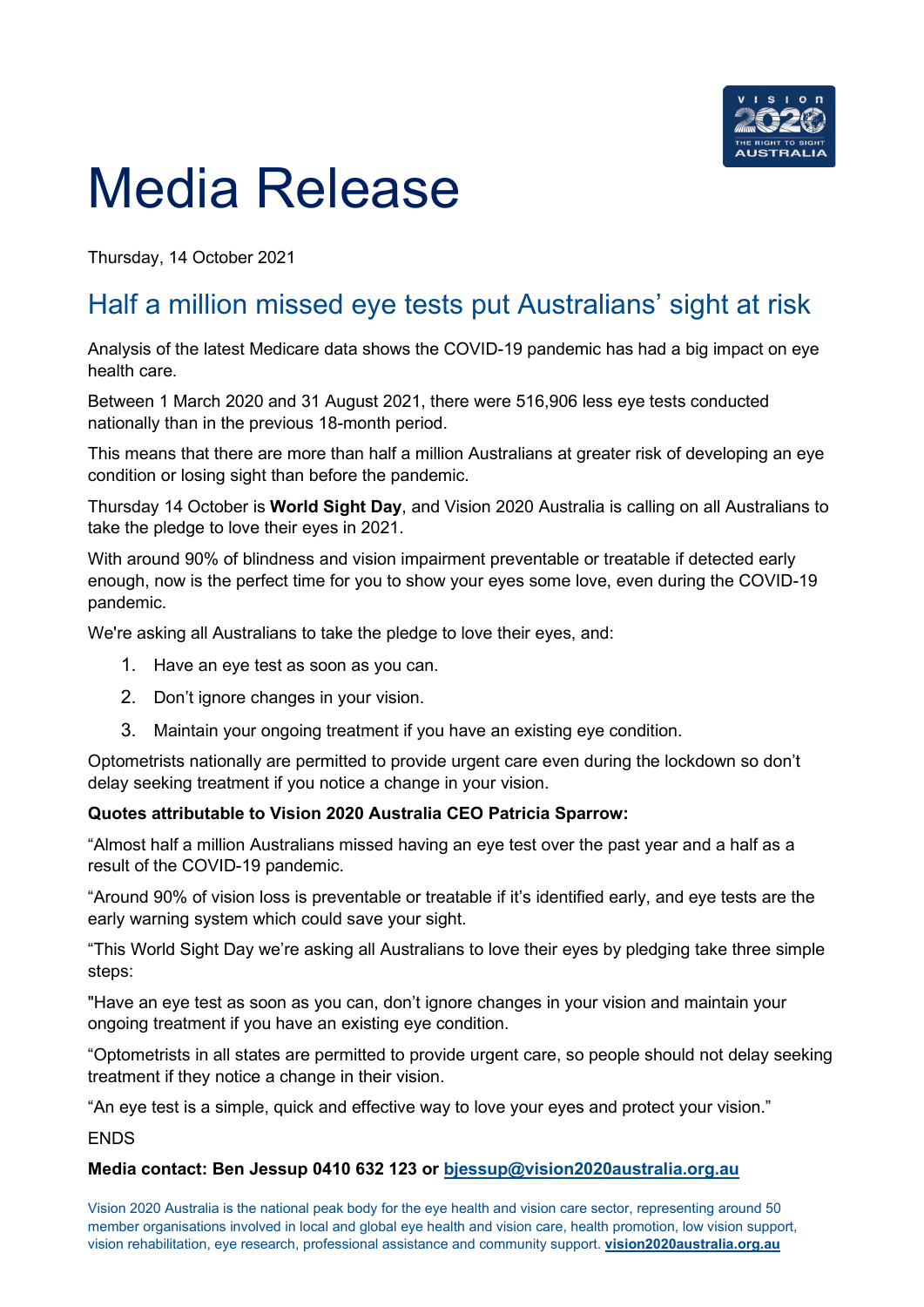# Media Release

Thursday, 14 October 2021

## Half a million missed eye tests put Australians' sight at risk

Analysis of the latest Medicare data shows the COVID-19 pandemic has had a big impact on eye health care.

Between 1 March 2020 and 31 August 2021, there were 516,906 less eye tests conducted nationally than in the previous 18-month period.

This means that there are more than half a million Australians at greater risk of developing an eye condition or losing sight than before the pandemic.

Thursday 14 October is **World Sight Day**, and Vision 2020 Australia is calling on all Australians to take the pledge to love their eyes in 2021.

With around 90% of blindness and vision impairment preventable or treatable if detected early enough, now is the perfect time for you to show your eyes some love, even during the COVID-19 pandemic.

We're asking all Australians to take the pledge to love their eyes, and:

1. Have an eye test as soon as you can.
2. Don't ignore changes in your vision.
3. Maintain your ongoing treatment if you have an existing eye condition.

Optometrists nationally are permitted to provide urgent care even during the lockdown so don't delay seeking treatment if you notice a change in your vision.

**Quotes attributable to Vision 2020 Australia CEO Patricia Sparrow:**

"Almost half a million Australians missed having an eye test over the past year and a half as a result of the COVID-19 pandemic.

"Around 90% of vision loss is preventable or treatable if it's identified early, and eye tests are the early warning system which could save your sight.

"This World Sight Day we're asking all Australians to love their eyes by pledging take three simple steps:

"Have an eye test as soon as you can, don't ignore changes in your vision and maintain your ongoing treatment if you have an existing eye condition.

"Optometrists in all states are permitted to provide urgent care, so people should not delay seeking treatment if they notice a change in their vision.

"An eye test is a simple, quick and effective way to love your eyes and protect your vision."

ENDS

**Media contact: Ben Jessup 0410 632 123 or bjessup@vision2020australia.org.au**

Vision 2020 Australia is the national peak body for the eye health and vision care sector, representing around 50 member organisations involved in local and global eye health and vision care, health promotion, low vision support, vision rehabilitation, eye research, professional assistance and community support. **vision2020australia.org.au**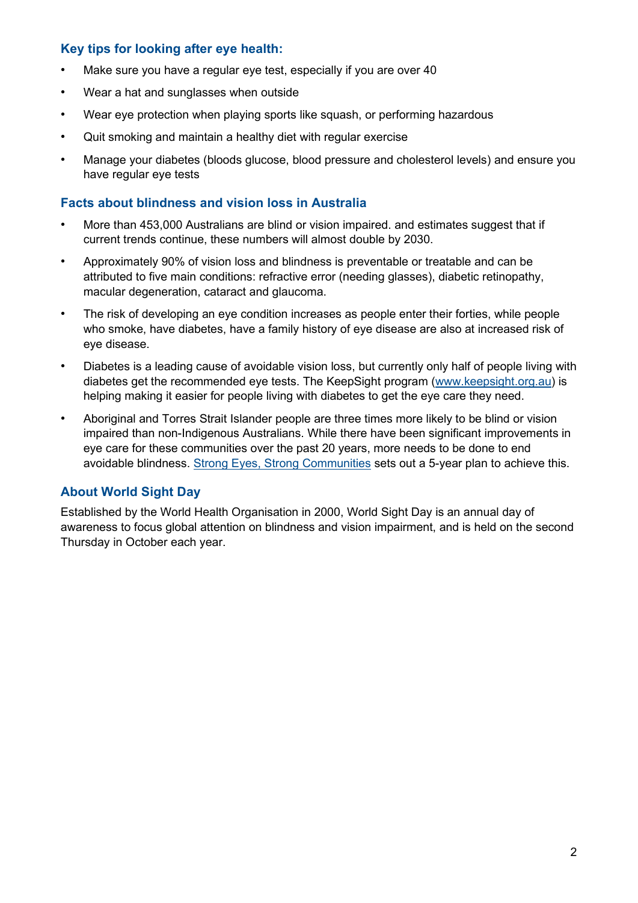## Key tips for looking after eye health:

- Make sure you have a regular eye test, especially if you are over 40
- Wear a hat and sunglasses when outside
- Wear eye protection when playing sports like squash, or performing hazardous
- Quit smoking and maintain a healthy diet with regular exercise
- Manage your diabetes (bloods glucose, blood pressure and cholesterol levels) and ensure you have regular eye tests

## Facts about blindness and vision loss in Australia

- More than 453,000 Australians are blind or vision impaired. and estimates suggest that if current trends continue, these numbers will almost double by 2030.
- Approximately 90% of vision loss and blindness is preventable or treatable and can be attributed to five main conditions: refractive error (needing glasses), diabetic retinopathy, macular degeneration, cataract and glaucoma.
- The risk of developing an eye condition increases as people enter their forties, while people who smoke, have diabetes, have a family history of eye disease are also at increased risk of eye disease.
- Diabetes is a leading cause of avoidable vision loss, but currently only half of people living with diabetes get the recommended eye tests. The KeepSight program ([www.keepsight.org.au](http://www.keepsight.org.au)) is helping making it easier for people living with diabetes to get the eye care they need.
- Aboriginal and Torres Strait Islander people are three times more likely to be blind or vision impaired than non-Indigenous Australians. While there have been significant improvements in eye care for these communities over the past 20 years, more needs to be done to end avoidable blindness. Strong Eyes, Strong Communities sets out a 5-year plan to achieve this.

## About World Sight Day

Established by the World Health Organisation in 2000, World Sight Day is an annual day of awareness to focus global attention on blindness and vision impairment, and is held on the second Thursday in October each year.